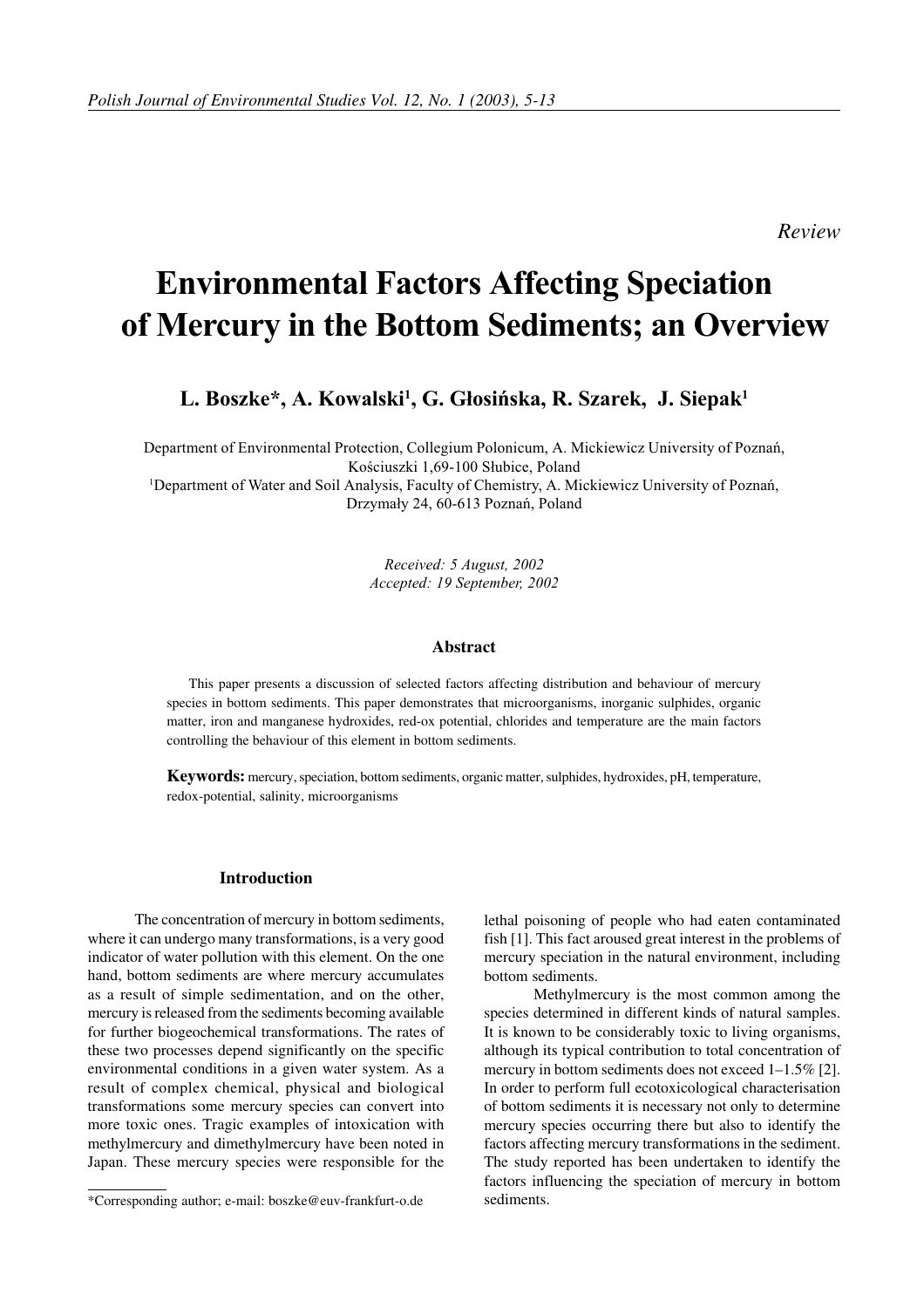*Review*

# Environmental Factors Affecting Speciation of Mercury in the Bottom Sediments; an Overview

**L. Boszke*, A. Kowalski[1], G. Głosińska, R. Szarek, J. Siepak[1]**

Department of Environmental Protection, Collegium Polonicum, A. Mickiewicz University of Poznań, Kościuszki 1,69-100 Słubice, Poland

[1]Department of Water and Soil Analysis, Faculty of Chemistry, A. Mickiewicz University of Poznań, Drzymały 24, 60-613 Poznań, Poland

*Received: 5 August, 2002*
*Accepted: 19 September, 2002*

### Abstract

This paper presents a discussion of selected factors affecting distribution and behaviour of mercury species in bottom sediments. This paper demonstrates that microorganisms, inorganic sulphides, organic matter, iron and manganese hydroxides, red-ox potential, chlorides and temperature are the main factors controlling the behaviour of this element in bottom sediments.

**Keywords:** mercury, speciation, bottom sediments, organic matter, sulphides, hydroxides, pH, temperature, redox-potential, salinity, microorganisms

## Introduction

The concentration of mercury in bottom sediments, where it can undergo many transformations, is a very good indicator of water pollution with this element. On the one hand, bottom sediments are where mercury accumulates as a result of simple sedimentation, and on the other, mercury is released from the sediments becoming available for further biogeochemical transformations. The rates of these two processes depend significantly on the specific environmental conditions in a given water system. As a result of complex chemical, physical and biological transformations some mercury species can convert into more toxic ones. Tragic examples of intoxication with methylmercury and dimethylmercury have been noted in Japan. These mercury species were responsible for the lethal poisoning of people who had eaten contaminated fish [1]. This fact aroused great interest in the problems of mercury speciation in the natural environment, including bottom sediments.

Methylmercury is the most common among the species determined in different kinds of natural samples. It is known to be considerably toxic to living organisms, although its typical contribution to total concentration of mercury in bottom sediments does not exceed 1–1.5% [2]. In order to perform full ecotoxicological characterisation of bottom sediments it is necessary not only to determine mercury species occurring there but also to identify the factors affecting mercury transformations in the sediment. The study reported has been undertaken to identify the factors influencing the speciation of mercury in bottom sediments.

*Corresponding author; e-mail: boszke@euv-frankfurt-o.de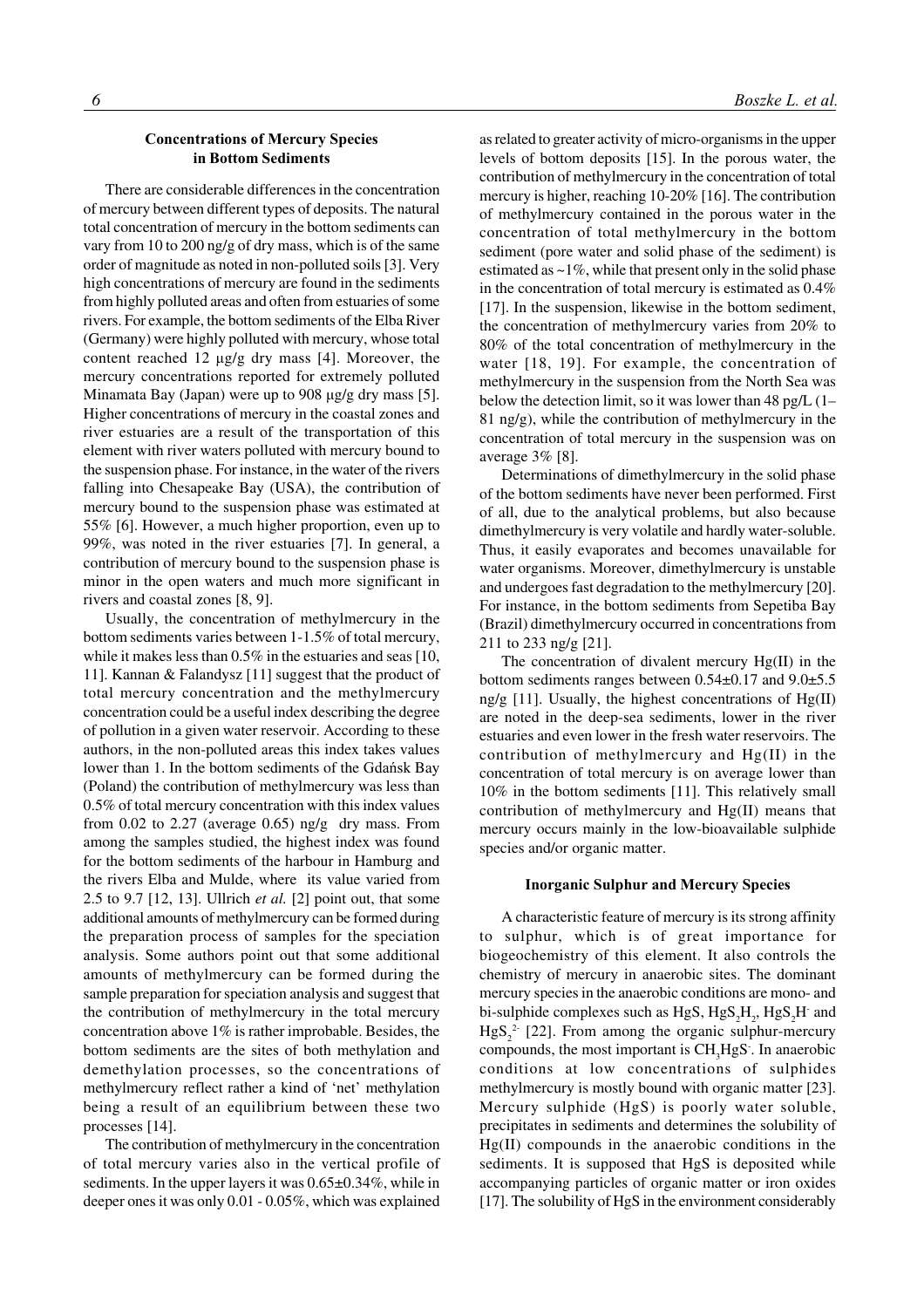### Concentrations of Mercury Species in Bottom Sediments

There are considerable differences in the concentration of mercury between different types of deposits. The natural total concentration of mercury in the bottom sediments can vary from 10 to 200 ng/g of dry mass, which is of the same order of magnitude as noted in non-polluted soils [3]. Very high concentrations of mercury are found in the sediments from highly polluted areas and often from estuaries of some rivers. For example, the bottom sediments of the Elba River (Germany) were highly polluted with mercury, whose total content reached 12 μg/g dry mass [4]. Moreover, the mercury concentrations reported for extremely polluted Minamata Bay (Japan) were up to 908 μg/g dry mass [5]. Higher concentrations of mercury in the coastal zones and river estuaries are a result of the transportation of this element with river waters polluted with mercury bound to the suspension phase. For instance, in the water of the rivers falling into Chesapeake Bay (USA), the contribution of mercury bound to the suspension phase was estimated at 55% [6]. However, a much higher proportion, even up to 99%, was noted in the river estuaries [7]. In general, a contribution of mercury bound to the suspension phase is minor in the open waters and much more significant in rivers and coastal zones [8, 9].

Usually, the concentration of methylmercury in the bottom sediments varies between 1-1.5% of total mercury, while it makes less than 0.5% in the estuaries and seas [10, 11]. Kannan & Falandysz [11] suggest that the product of total mercury concentration and the methylmercury concentration could be a useful index describing the degree of pollution in a given water reservoir. According to these authors, in the non-polluted areas this index takes values lower than 1. In the bottom sediments of the Gdańsk Bay (Poland) the contribution of methylmercury was less than 0.5% of total mercury concentration with this index values from 0.02 to 2.27 (average 0.65) ng/g dry mass. From among the samples studied, the highest index was found for the bottom sediments of the harbour in Hamburg and the rivers Elba and Mulde, where its value varied from 2.5 to 9.7 [12, 13]. Ullrich *et al.* [2] point out, that some additional amounts of methylmercury can be formed during the preparation process of samples for the speciation analysis. Some authors point out that some additional amounts of methylmercury can be formed during the sample preparation for speciation analysis and suggest that the contribution of methylmercury in the total mercury concentration above 1% is rather improbable. Besides, the bottom sediments are the sites of both methylation and demethylation processes, so the concentrations of methylmercury reflect rather a kind of 'net' methylation being a result of an equilibrium between these two processes [14].

The contribution of methylmercury in the concentration of total mercury varies also in the vertical profile of sediments. In the upper layers it was 0.65±0.34%, while in deeper ones it was only 0.01 - 0.05%, which was explained as related to greater activity of micro-organisms in the upper levels of bottom deposits [15]. In the porous water, the contribution of methylmercury in the concentration of total mercury is higher, reaching 10-20% [16]. The contribution of methylmercury contained in the porous water in the concentration of total methylmercury in the bottom sediment (pore water and solid phase of the sediment) is estimated as ~1%, while that present only in the solid phase in the concentration of total mercury is estimated as 0.4% [17]. In the suspension, likewise in the bottom sediment, the concentration of methylmercury varies from 20% to 80% of the total concentration of methylmercury in the water [18, 19]. For example, the concentration of methylmercury in the suspension from the North Sea was below the detection limit, so it was lower than 48 pg/L (1–81 ng/g), while the contribution of methylmercury in the concentration of total mercury in the suspension was on average 3% [8].

Determinations of dimethylmercury in the solid phase of the bottom sediments have never been performed. First of all, due to the analytical problems, but also because dimethylmercury is very volatile and hardly water-soluble. Thus, it easily evaporates and becomes unavailable for water organisms. Moreover, dimethylmercury is unstable and undergoes fast degradation to the methylmercury [20]. For instance, in the bottom sediments from Sepetiba Bay (Brazil) dimethylmercury occurred in concentrations from 211 to 233 ng/g [21].

The concentration of divalent mercury Hg(II) in the bottom sediments ranges between 0.54±0.17 and 9.0±5.5 ng/g [11]. Usually, the highest concentrations of Hg(II) are noted in the deep-sea sediments, lower in the river estuaries and even lower in the fresh water reservoirs. The contribution of methylmercury and Hg(II) in the concentration of total mercury is on average lower than 10% in the bottom sediments [11]. This relatively small contribution of methylmercury and Hg(II) means that mercury occurs mainly in the low-bioavailable sulphide species and/or organic matter.

### Inorganic Sulphur and Mercury Species

A characteristic feature of mercury is its strong affinity to sulphur, which is of great importance for biogeochemistry of this element. It also controls the chemistry of mercury in anaerobic sites. The dominant mercury species in the anaerobic conditions are mono- and bi-sulphide complexes such as HgS, $HgS_2H_2$, $HgS_2H^-$ and $HgS_2^{2-}$ [22]. From among the organic sulphur-mercury compounds, the most important is $CH_3HgS^-$. In anaerobic conditions at low concentrations of sulphides methylmercury is mostly bound with organic matter [23]. Mercury sulphide (HgS) is poorly water soluble, precipitates in sediments and determines the solubility of Hg(II) compounds in the anaerobic conditions in the sediments. It is supposed that HgS is deposited while accompanying particles of organic matter or iron oxides [17]. The solubility of HgS in the environment considerably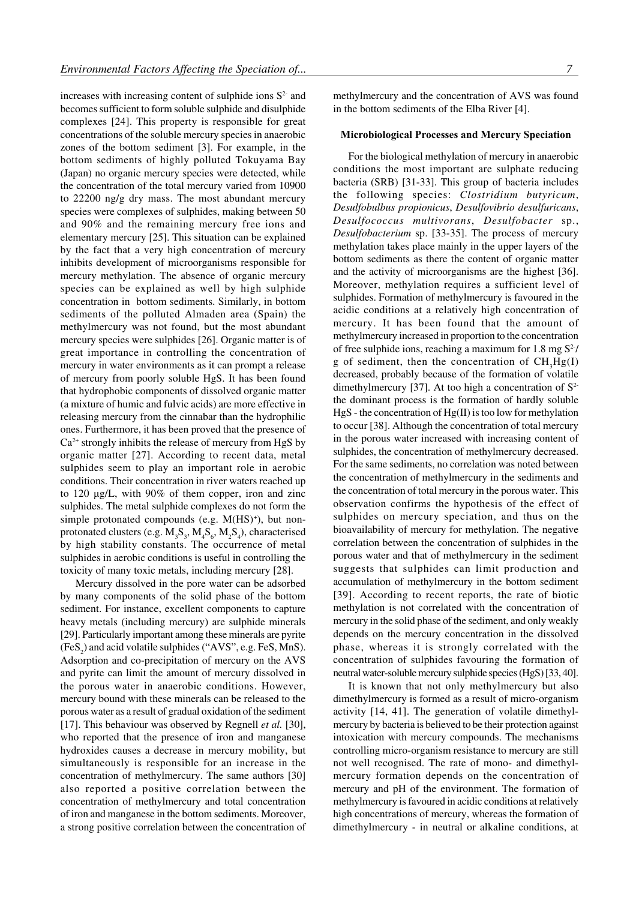increases with increasing content of sulphide ions $S^{2-}$ and becomes sufficient to form soluble sulphide and disulphide complexes [24]. This property is responsible for great concentrations of the soluble mercury species in anaerobic zones of the bottom sediment [3]. For example, in the bottom sediments of highly polluted Tokuyama Bay (Japan) no organic mercury species were detected, while the concentration of the total mercury varied from 10900 to 22200 ng/g dry mass. The most abundant mercury species were complexes of sulphides, making between 50 and 90% and the remaining mercury free ions and elementary mercury [25]. This situation can be explained by the fact that a very high concentration of mercury inhibits development of microorganisms responsible for mercury methylation. The absence of organic mercury species can be explained as well by high sulphide concentration in bottom sediments. Similarly, in bottom sediments of the polluted Almaden area (Spain) the methylmercury was not found, but the most abundant mercury species were sulphides [26]. Organic matter is of great importance in controlling the concentration of mercury in water environments as it can prompt a release of mercury from poorly soluble HgS. It has been found that hydrophobic components of dissolved organic matter (a mixture of humic and fulvic acids) are more effective in releasing mercury from the cinnabar than the hydrophilic ones. Furthermore, it has been proved that the presence of $Ca^{2+}$ strongly inhibits the release of mercury from HgS by organic matter [27]. According to recent data, metal sulphides seem to play an important role in aerobic conditions. Their concentration in river waters reached up to 120 µg/L, with 90% of them copper, iron and zinc sulphides. The metal sulphide complexes do not form the simple protonated compounds (e.g. $M(HS)^{+}$), but non-protonated clusters (e.g. $M_3S_3$, $M_4S_6$, $M_2S_4$), characterised by high stability constants. The occurrence of metal sulphides in aerobic conditions is useful in controlling the toxicity of many toxic metals, including mercury [28].

Mercury dissolved in the pore water can be adsorbed by many components of the solid phase of the bottom sediment. For instance, excellent components to capture heavy metals (including mercury) are sulphide minerals [29]. Particularly important among these minerals are pyrite ($FeS_2$) and acid volatile sulphides ("AVS", e.g. FeS, MnS). Adsorption and co-precipitation of mercury on the AVS and pyrite can limit the amount of mercury dissolved in the porous water in anaerobic conditions. However, mercury bound with these minerals can be released to the porous water as a result of gradual oxidation of the sediment [17]. This behaviour was observed by Regnell *et al.* [30], who reported that the presence of iron and manganese hydroxides causes a decrease in mercury mobility, but simultaneously is responsible for an increase in the concentration of methylmercury. The same authors [30] also reported a positive correlation between the concentration of methylmercury and total concentration of iron and manganese in the bottom sediments. Moreover, a strong positive correlation between the concentration of methylmercury and the concentration of AVS was found in the bottom sediments of the Elba River [4].

**Microbiological Processes and Mercury Speciation**

For the biological methylation of mercury in anaerobic conditions the most important are sulphate reducing bacteria (SRB) [31-33]. This group of bacteria includes the following species: *Clostridium butyricum*, *Desulfobulbus propionicus*, *Desulfovibrio desulfuricans*, *Desulfococcus multivorans*, *Desulfobacter* sp., *Desulfobacterium* sp. [33-35]. The process of mercury methylation takes place mainly in the upper layers of the bottom sediments as there the content of organic matter and the activity of microorganisms are the highest [36]. Moreover, methylation requires a sufficient level of sulphides. Formation of methylmercury is favoured in the acidic conditions at a relatively high concentration of mercury. It has been found that the amount of methylmercury increased in proportion to the concentration of free sulphide ions, reaching a maximum for 1.8 mg $S^{2-}$/g of sediment, then the concentration of $CH_3Hg(I)$ decreased, probably because of the formation of volatile dimethylmercury [37]. At too high a concentration of $S^{2-}$ the dominant process is the formation of hardly soluble HgS - the concentration of Hg(II) is too low for methylation to occur [38]. Although the concentration of total mercury in the porous water increased with increasing content of sulphides, the concentration of methylmercury decreased. For the same sediments, no correlation was noted between the concentration of methylmercury in the sediments and the concentration of total mercury in the porous water. This observation confirms the hypothesis of the effect of sulphides on mercury speciation, and thus on the bioavailability of mercury for methylation. The negative correlation between the concentration of sulphides in the porous water and that of methylmercury in the sediment suggests that sulphides can limit production and accumulation of methylmercury in the bottom sediment [39]. According to recent reports, the rate of biotic methylation is not correlated with the concentration of mercury in the solid phase of the sediment, and only weakly depends on the mercury concentration in the dissolved phase, whereas it is strongly correlated with the concentration of sulphides favouring the formation of neutral water-soluble mercury sulphide species (HgS) [33, 40].

It is known that not only methylmercury but also dimethylmercury is formed as a result of micro-organism activity [14, 41]. The generation of volatile dimethylmercury by bacteria is believed to be their protection against intoxication with mercury compounds. The mechanisms controlling micro-organism resistance to mercury are still not well recognised. The rate of mono- and dimethylmercury formation depends on the concentration of mercury and pH of the environment. The formation of methylmercury is favoured in acidic conditions at relatively high concentrations of mercury, whereas the formation of dimethylmercury - in neutral or alkaline conditions, at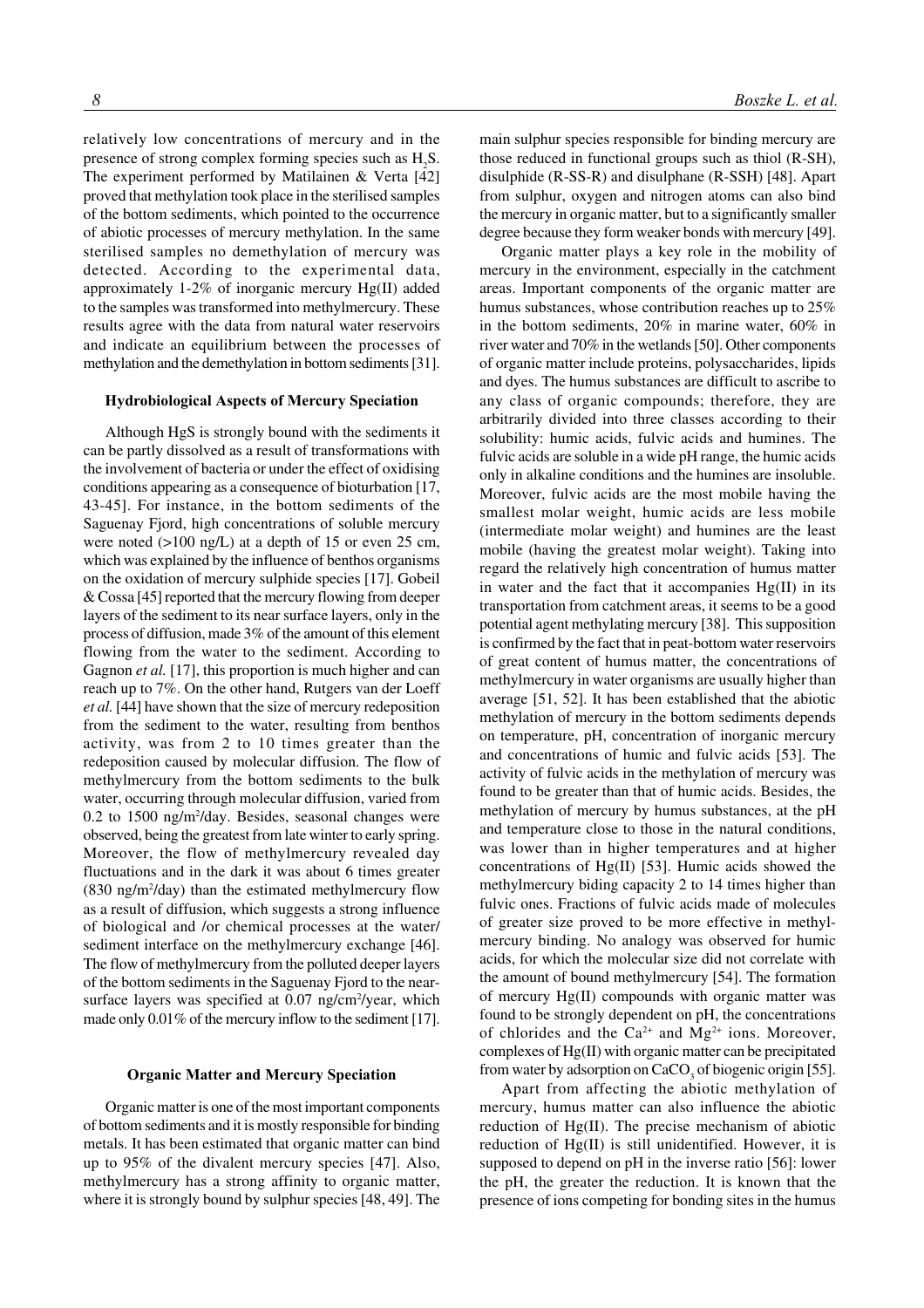relatively low concentrations of mercury and in the presence of strong complex forming species such as $H_2S$. The experiment performed by Matilainen & Verta [42] proved that methylation took place in the sterilised samples of the bottom sediments, which pointed to the occurrence of abiotic processes of mercury methylation. In the same sterilised samples no demethylation of mercury was detected. According to the experimental data, approximately 1-2% of inorganic mercury Hg(II) added to the samples was transformed into methylmercury. These results agree with the data from natural water reservoirs and indicate an equilibrium between the processes of methylation and the demethylation in bottom sediments [31].

### Hydrobiological Aspects of Mercury Speciation

Although HgS is strongly bound with the sediments it can be partly dissolved as a result of transformations with the involvement of bacteria or under the effect of oxidising conditions appearing as a consequence of bioturbation [17, 43-45]. For instance, in the bottom sediments of the Saguenay Fjord, high concentrations of soluble mercury were noted (>100 ng/L) at a depth of 15 or even 25 cm, which was explained by the influence of benthos organisms on the oxidation of mercury sulphide species [17]. Gobeil & Cossa [45] reported that the mercury flowing from deeper layers of the sediment to its near surface layers, only in the process of diffusion, made 3% of the amount of this element flowing from the water to the sediment. According to Gagnon *et al.* [17], this proportion is much higher and can reach up to 7%. On the other hand, Rutgers van der Loeff *et al.* [44] have shown that the size of mercury redeposition from the sediment to the water, resulting from benthos activity, was from 2 to 10 times greater than the redeposition caused by molecular diffusion. The flow of methylmercury from the bottom sediments to the bulk water, occurring through molecular diffusion, varied from 0.2 to 1500 $ng/m^2/day$. Besides, seasonal changes were observed, being the greatest from late winter to early spring. Moreover, the flow of methylmercury revealed day fluctuations and in the dark it was about 6 times greater (830 $ng/m^2/day$) than the estimated methylmercury flow as a result of diffusion, which suggests a strong influence of biological and /or chemical processes at the water/sediment interface on the methylmercury exchange [46]. The flow of methylmercury from the polluted deeper layers of the bottom sediments in the Saguenay Fjord to the near-surface layers was specified at 0.07 $ng/cm^2/year$, which made only 0.01% of the mercury inflow to the sediment [17].

### Organic Matter and Mercury Speciation

Organic matter is one of the most important components of bottom sediments and it is mostly responsible for binding metals. It has been estimated that organic matter can bind up to 95% of the divalent mercury species [47]. Also, methylmercury has a strong affinity to organic matter, where it is strongly bound by sulphur species [48, 49]. The main sulphur species responsible for binding mercury are those reduced in functional groups such as thiol (R-SH), disulphide (R-SS-R) and disulphane (R-SSH) [48]. Apart from sulphur, oxygen and nitrogen atoms can also bind the mercury in organic matter, but to a significantly smaller degree because they form weaker bonds with mercury [49].

Organic matter plays a key role in the mobility of mercury in the environment, especially in the catchment areas. Important components of the organic matter are humus substances, whose contribution reaches up to 25% in the bottom sediments, 20% in marine water, 60% in river water and 70% in the wetlands [50]. Other components of organic matter include proteins, polysaccharides, lipids and dyes. The humus substances are difficult to ascribe to any class of organic compounds; therefore, they are arbitrarily divided into three classes according to their solubility: humic acids, fulvic acids and humines. The fulvic acids are soluble in a wide pH range, the humic acids only in alkaline conditions and the humines are insoluble. Moreover, fulvic acids are the most mobile having the smallest molar weight, humic acids are less mobile (intermediate molar weight) and humines are the least mobile (having the greatest molar weight). Taking into regard the relatively high concentration of humus matter in water and the fact that it accompanies Hg(II) in its transportation from catchment areas, it seems to be a good potential agent methylating mercury [38]. This supposition is confirmed by the fact that in peat-bottom water reservoirs of great content of humus matter, the concentrations of methylmercury in water organisms are usually higher than average [51, 52]. It has been established that the abiotic methylation of mercury in the bottom sediments depends on temperature, pH, concentration of inorganic mercury and concentrations of humic and fulvic acids [53]. The activity of fulvic acids in the methylation of mercury was found to be greater than that of humic acids. Besides, the methylation of mercury by humus substances, at the pH and temperature close to those in the natural conditions, was lower than in higher temperatures and at higher concentrations of Hg(II) [53]. Humic acids showed the methylmercury biding capacity 2 to 14 times higher than fulvic ones. Fractions of fulvic acids made of molecules of greater size proved to be more effective in methylmercury binding. No analogy was observed for humic acids, for which the molecular size did not correlate with the amount of bound methylmercury [54]. The formation of mercury Hg(II) compounds with organic matter was found to be strongly dependent on pH, the concentrations of chlorides and the $Ca^{2+}$ and $Mg^{2+}$ ions. Moreover, complexes of Hg(II) with organic matter can be precipitated from water by adsorption on $CaCO_3$ of biogenic origin [55].

Apart from affecting the abiotic methylation of mercury, humus matter can also influence the abiotic reduction of Hg(II). The precise mechanism of abiotic reduction of Hg(II) is still unidentified. However, it is supposed to depend on pH in the inverse ratio [56]: lower the pH, the greater the reduction. It is known that the presence of ions competing for bonding sites in the humus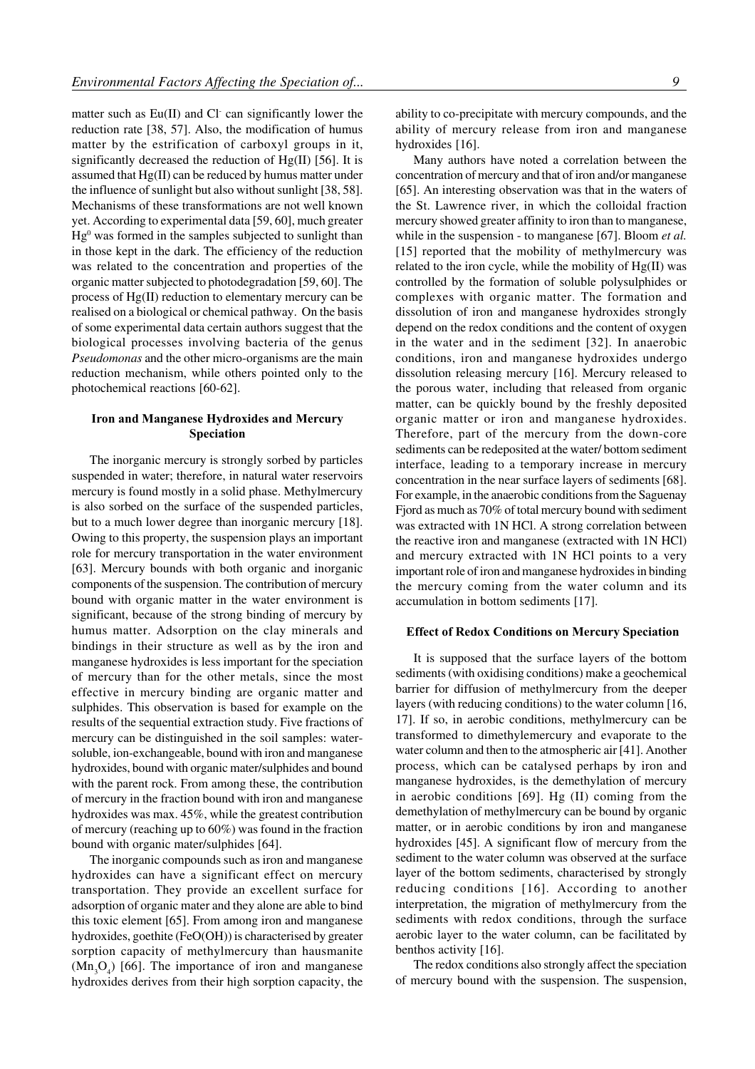matter such as Eu(II) and $Cl^-$ can significantly lower the reduction rate [38, 57]. Also, the modification of humus matter by the estrification of carboxyl groups in it, significantly decreased the reduction of Hg(II) [56]. It is assumed that Hg(II) can be reduced by humus matter under the influence of sunlight but also without sunlight [38, 58]. Mechanisms of these transformations are not well known yet. According to experimental data [59, 60], much greater $Hg^0$ was formed in the samples subjected to sunlight than in those kept in the dark. The efficiency of the reduction was related to the concentration and properties of the organic matter subjected to photodegradation [59, 60]. The process of Hg(II) reduction to elementary mercury can be realised on a biological or chemical pathway. On the basis of some experimental data certain authors suggest that the biological processes involving bacteria of the genus *Pseudomonas* and the other micro-organisms are the main reduction mechanism, while others pointed only to the photochemical reactions [60-62].

### Iron and Manganese Hydroxides and Mercury Speciation

The inorganic mercury is strongly sorbed by particles suspended in water; therefore, in natural water reservoirs mercury is found mostly in a solid phase. Methylmercury is also sorbed on the surface of the suspended particles, but to a much lower degree than inorganic mercury [18]. Owing to this property, the suspension plays an important role for mercury transportation in the water environment [63]. Mercury bounds with both organic and inorganic components of the suspension. The contribution of mercury bound with organic matter in the water environment is significant, because of the strong binding of mercury by humus matter. Adsorption on the clay minerals and bindings in their structure as well as by the iron and manganese hydroxides is less important for the speciation of mercury than for the other metals, since the most effective in mercury binding are organic matter and sulphides. This observation is based for example on the results of the sequential extraction study. Five fractions of mercury can be distinguished in the soil samples: water-soluble, ion-exchangeable, bound with iron and manganese hydroxides, bound with organic mater/sulphides and bound with the parent rock. From among these, the contribution of mercury in the fraction bound with iron and manganese hydroxides was max. 45%, while the greatest contribution of mercury (reaching up to 60%) was found in the fraction bound with organic mater/sulphides [64].

The inorganic compounds such as iron and manganese hydroxides can have a significant effect on mercury transportation. They provide an excellent surface for adsorption of organic mater and they alone are able to bind this toxic element [65]. From among iron and manganese hydroxides, goethite (FeO(OH)) is characterised by greater sorption capacity of methylmercury than hausmanite ($Mn_3O_4$) [66]. The importance of iron and manganese hydroxides derives from their high sorption capacity, the ability to co-precipitate with mercury compounds, and the ability of mercury release from iron and manganese hydroxides [16].

Many authors have noted a correlation between the concentration of mercury and that of iron and/or manganese [65]. An interesting observation was that in the waters of the St. Lawrence river, in which the colloidal fraction mercury showed greater affinity to iron than to manganese, while in the suspension - to manganese [67]. Bloom *et al.* [15] reported that the mobility of methylmercury was related to the iron cycle, while the mobility of Hg(II) was controlled by the formation of soluble polysulphides or complexes with organic matter. The formation and dissolution of iron and manganese hydroxides strongly depend on the redox conditions and the content of oxygen in the water and in the sediment [32]. In anaerobic conditions, iron and manganese hydroxides undergo dissolution releasing mercury [16]. Mercury released to the porous water, including that released from organic matter, can be quickly bound by the freshly deposited organic matter or iron and manganese hydroxides. Therefore, part of the mercury from the down-core sediments can be redeposited at the water/ bottom sediment interface, leading to a temporary increase in mercury concentration in the near surface layers of sediments [68]. For example, in the anaerobic conditions from the Saguenay Fjord as much as 70% of total mercury bound with sediment was extracted with 1N HCl. A strong correlation between the reactive iron and manganese (extracted with 1N HCl) and mercury extracted with 1N HCl points to a very important role of iron and manganese hydroxides in binding the mercury coming from the water column and its accumulation in bottom sediments [17].

### Effect of Redox Conditions on Mercury Speciation

It is supposed that the surface layers of the bottom sediments (with oxidising conditions) make a geochemical barrier for diffusion of methylmercury from the deeper layers (with reducing conditions) to the water column [16, 17]. If so, in aerobic conditions, methylmercury can be transformed to dimethylemercury and evaporate to the water column and then to the atmospheric air [41]. Another process, which can be catalysed perhaps by iron and manganese hydroxides, is the demethylation of mercury in aerobic conditions [69]. Hg (II) coming from the demethylation of methylmercury can be bound by organic matter, or in aerobic conditions by iron and manganese hydroxides [45]. A significant flow of mercury from the sediment to the water column was observed at the surface layer of the bottom sediments, characterised by strongly reducing conditions [16]. According to another interpretation, the migration of methylmercury from the sediments with redox conditions, through the surface aerobic layer to the water column, can be facilitated by benthos activity [16].

The redox conditions also strongly affect the speciation of mercury bound with the suspension. The suspension,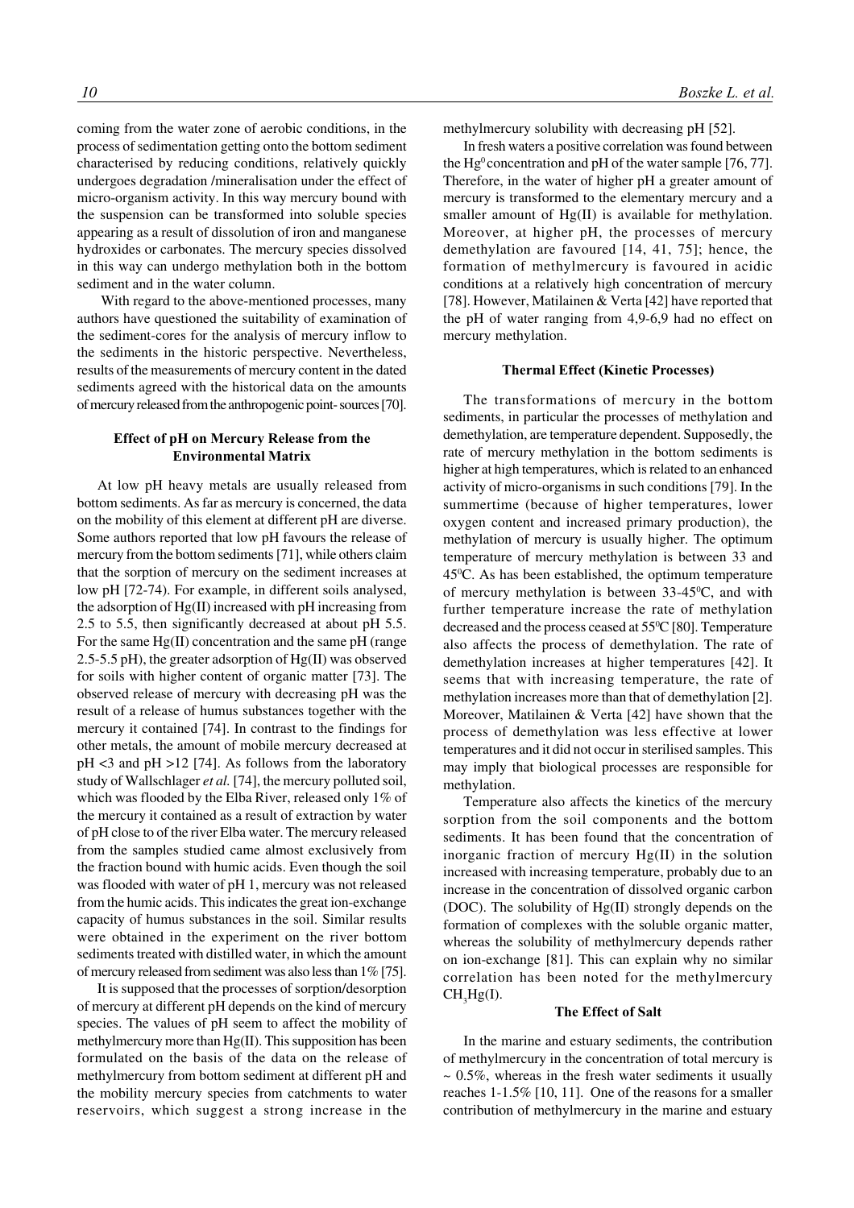coming from the water zone of aerobic conditions, in the process of sedimentation getting onto the bottom sediment characterised by reducing conditions, relatively quickly undergoes degradation /mineralisation under the effect of micro-organism activity. In this way mercury bound with the suspension can be transformed into soluble species appearing as a result of dissolution of iron and manganese hydroxides or carbonates. The mercury species dissolved in this way can undergo methylation both in the bottom sediment and in the water column.

With regard to the above-mentioned processes, many authors have questioned the suitability of examination of the sediment-cores for the analysis of mercury inflow to the sediments in the historic perspective. Nevertheless, results of the measurements of mercury content in the dated sediments agreed with the historical data on the amounts of mercury released from the anthropogenic point- sources [70].

### Effect of pH on Mercury Release from the Environmental Matrix

At low pH heavy metals are usually released from bottom sediments. As far as mercury is concerned, the data on the mobility of this element at different pH are diverse. Some authors reported that low pH favours the release of mercury from the bottom sediments [71], while others claim that the sorption of mercury on the sediment increases at low pH [72-74). For example, in different soils analysed, the adsorption of Hg(II) increased with pH increasing from 2.5 to 5.5, then significantly decreased at about pH 5.5. For the same Hg(II) concentration and the same pH (range 2.5-5.5 pH), the greater adsorption of Hg(II) was observed for soils with higher content of organic matter [73]. The observed release of mercury with decreasing pH was the result of a release of humus substances together with the mercury it contained [74]. In contrast to the findings for other metals, the amount of mobile mercury decreased at pH <3 and pH >12 [74]. As follows from the laboratory study of Wallschlager *et al.* [74], the mercury polluted soil, which was flooded by the Elba River, released only 1% of the mercury it contained as a result of extraction by water of pH close to of the river Elba water. The mercury released from the samples studied came almost exclusively from the fraction bound with humic acids. Even though the soil was flooded with water of pH 1, mercury was not released from the humic acids. This indicates the great ion-exchange capacity of humus substances in the soil. Similar results were obtained in the experiment on the river bottom sediments treated with distilled water, in which the amount of mercury released from sediment was also less than 1% [75].

It is supposed that the processes of sorption/desorption of mercury at different pH depends on the kind of mercury species. The values of pH seem to affect the mobility of methylmercury more than Hg(II). This supposition has been formulated on the basis of the data on the release of methylmercury from bottom sediment at different pH and the mobility mercury species from catchments to water reservoirs, which suggest a strong increase in the methylmercury solubility with decreasing pH [52].

In fresh waters a positive correlation was found between the $Hg^0$ concentration and pH of the water sample [76, 77]. Therefore, in the water of higher pH a greater amount of mercury is transformed to the elementary mercury and a smaller amount of Hg(II) is available for methylation. Moreover, at higher pH, the processes of mercury demethylation are favoured [14, 41, 75]; hence, the formation of methylmercury is favoured in acidic conditions at a relatively high concentration of mercury [78]. However, Matilainen & Verta [42] have reported that the pH of water ranging from 4,9-6,9 had no effect on mercury methylation.

### Thermal Effect (Kinetic Processes)

The transformations of mercury in the bottom sediments, in particular the processes of methylation and demethylation, are temperature dependent. Supposedly, the rate of mercury methylation in the bottom sediments is higher at high temperatures, which is related to an enhanced activity of micro-organisms in such conditions [79]. In the summertime (because of higher temperatures, lower oxygen content and increased primary production), the methylation of mercury is usually higher. The optimum temperature of mercury methylation is between 33 and 45$^0$C. As has been established, the optimum temperature of mercury methylation is between 33-45$^0$C, and with further temperature increase the rate of methylation decreased and the process ceased at 55$^0$C [80]. Temperature also affects the process of demethylation. The rate of demethylation increases at higher temperatures [42]. It seems that with increasing temperature, the rate of methylation increases more than that of demethylation [2]. Moreover, Matilainen & Verta [42] have shown that the process of demethylation was less effective at lower temperatures and it did not occur in sterilised samples. This may imply that biological processes are responsible for methylation.

Temperature also affects the kinetics of the mercury sorption from the soil components and the bottom sediments. It has been found that the concentration of inorganic fraction of mercury Hg(II) in the solution increased with increasing temperature, probably due to an increase in the concentration of dissolved organic carbon (DOC). The solubility of Hg(II) strongly depends on the formation of complexes with the soluble organic matter, whereas the solubility of methylmercury depends rather on ion-exchange [81]. This can explain why no similar correlation has been noted for the methylmercury $CH_3Hg(I)$.

### The Effect of Salt

In the marine and estuary sediments, the contribution of methylmercury in the concentration of total mercury is ~ 0.5%, whereas in the fresh water sediments it usually reaches 1-1.5% [10, 11]. One of the reasons for a smaller contribution of methylmercury in the marine and estuary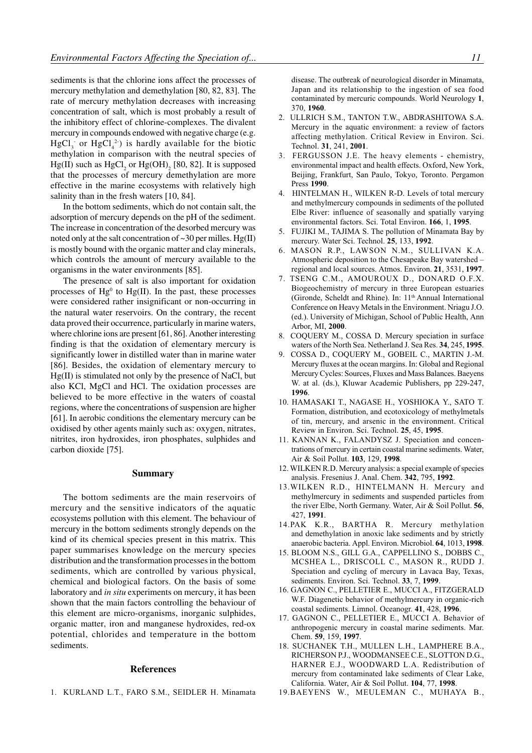sediments is that the chlorine ions affect the processes of mercury methylation and demethylation [80, 82, 83]. The rate of mercury methylation decreases with increasing concentration of salt, which is most probably a result of the inhibitory effect of chlorine-complexes. The divalent mercury in compounds endowed with negative charge (e.g. $HgCl_3^-$ or $HgCl_4^{2-}$) is hardly available for the biotic methylation in comparison with the neutral species of Hg(II) such as $HgCl_2$ or $Hg(OH)_2$ [80, 82]. It is supposed that the processes of mercury demethylation are more effective in the marine ecosystems with relatively high salinity than in the fresh waters [10, 84].

In the bottom sediments, which do not contain salt, the adsorption of mercury depends on the pH of the sediment. The increase in concentration of the desorbed mercury was noted only at the salt concentration of ~30 per milles. Hg(II) is mostly bound with the organic matter and clay minerals, which controls the amount of mercury available to the organisms in the water environments [85].

The presence of salt is also important for oxidation processes of $Hg^0$ to Hg(II). In the past, these processes were considered rather insignificant or non-occurring in the natural water reservoirs. On the contrary, the recent data proved their occurrence, particularly in marine waters, where chlorine ions are present [61, 86]. Another interesting finding is that the oxidation of elementary mercury is significantly lower in distilled water than in marine water [86]. Besides, the oxidation of elementary mercury to Hg(II) is stimulated not only by the presence of NaCl, but also KCl, MgCl and HCl. The oxidation processes are believed to be more effective in the waters of coastal regions, where the concentrations of suspension are higher [61]. In aerobic conditions the elementary mercury can be oxidised by other agents mainly such as: oxygen, nitrates, nitrites, iron hydroxides, iron phosphates, sulphides and carbon dioxide [75].

## Summary

The bottom sediments are the main reservoirs of mercury and the sensitive indicators of the aquatic ecosystems pollution with this element. The behaviour of mercury in the bottom sediments strongly depends on the kind of its chemical species present in this matrix. This paper summarises knowledge on the mercury species distribution and the transformation processes in the bottom sediments, which are controlled by various physical, chemical and biological factors. On the basis of some laboratory and *in situ* experiments on mercury, it has been shown that the main factors controlling the behaviour of this element are micro-organisms, inorganic sulphides, organic matter, iron and manganese hydroxides, red-ox potential, chlorides and temperature in the bottom sediments.

## References

1. KURLAND L.T., FARO S.M., SEIDLER H. Minamata disease. The outbreak of neurological disorder in Minamata, Japan and its relationship to the ingestion of sea food contaminated by mercuric compounds. World Neurology **1**, 370, **1960**.
2. ULLRICH S.M., TANTON T.W., ABDRASHITOWA S.A. Mercury in the aquatic environment: a review of factors affecting methylation. Critical Review in Environ. Sci. Technol. **31**, 241, **2001**.
3. FERGUSSON J.E. The heavy elements - chemistry, environmental impact and health effects. Oxford, New York, Beijing, Frankfurt, San Paulo, Tokyo, Toronto. Pergamon Press **1990**.
4. HINTELMAN H., WILKEN R-D. Levels of total mercury and methylmercury compounds in sediments of the polluted Elbe River: influence of seasonally and spatially varying environmental factors. Sci. Total Environ. **166**, 1, **1995**.
5. FUJIKI M., TAJIMA S. The pollution of Minamata Bay by mercury. Water Sci. Technol. **25**, 133, **1992**.
6. MASON R.P., LAWSON N.M., SULLIVAN K.A. Atmospheric deposition to the Chesapeake Bay watershed – regional and local sources. Atmos. Environ. **21**, 3531, **1997**.
7. TSENG C.M., AMOUROUX D., DONARD O.F.X. Biogeochemistry of mercury in three European estuaries (Gironde, Scheldt and Rhine). In: 11th Annual International Conference on Heavy Metals in the Environment. Nriagu J.O. (ed.). University of Michigan, School of Public Health, Ann Arbor, MI, **2000**.
8. COQUERY M., COSSA D. Mercury speciation in surface waters of the North Sea. Netherland J. Sea Res. **34**, 245, **1995**.
9. COSSA D., COQUERY M., GOBEIL C., MARTIN J.-M. Mercury fluxes at the ocean margins. In: Global and Regional Mercury Cycles: Sources, Fluxes and Mass Balances. Baeyens W. at al. (ds.), Kluwar Academic Publishers, pp 229-247, **1996**.
10. HAMASAKI T., NAGASE H., YOSHIOKA Y., SATO T. Formation, distribution, and ecotoxicology of methylmetals of tin, mercury, and arsenic in the environment. Critical Review in Environ. Sci. Technol. **25**, 45, **1995**.
11. KANNAN K., FALANDYSZ J. Speciation and concentrations of mercury in certain coastal marine sediments. Water, Air & Soil Pollut. **103**, 129, **1998**.
12. WILKEN R.D. Mercury analysis: a special example of species analysis. Fresenius J. Anal. Chem. **342**, 795, **1992**.
13. WILKEN R.D., HINTELMANN H. Mercury and methylmercury in sediments and suspended particles from the river Elbe, North Germany. Water, Air & Soil Pollut. **56**, 427, **1991**.
14. PAK K.R., BARTHA R. Mercury methylation and demethylation in anoxic lake sediments and by strictly anaerobic bacteria. Appl. Environ. Microbiol. **64**, 1013, **1998**.
15. BLOOM N.S., GILL G.A., CAPPELLINO S., DOBBS C., MCSHEA L., DRISCOLL C., MASON R., RUDD J. Speciation and cycling of mercury in Lavaca Bay, Texas, sediments. Environ. Sci. Technol. **33**, 7, **1999**.
16. GAGNON C., PELLETIER E., MUCCI A., FITZGERALD W.F. Diagenetic behavior of methylmercury in organic-rich coastal sediments. Limnol. Oceanogr. **41**, 428, **1996**.
17. GAGNON C., PELLETIER E., MUCCI A. Behavior of anthropogenic mercury in coastal marine sediments. Mar. Chem. **59**, 159, **1997**.
18. SUCHANEK T.H., MULLEN L.H., LAMPHERE B.A., RICHERSON P.J., WOODMANSEE C.E., SLOTTON D.G., HARNER E.J., WOODWARD L.A. Redistribution of mercury from contaminated lake sediments of Clear Lake, California. Water, Air & Soil Pollut. **104**, 77, **1998**.
19. BAEYENS W., MEULEMAN C., MUHAYA B.,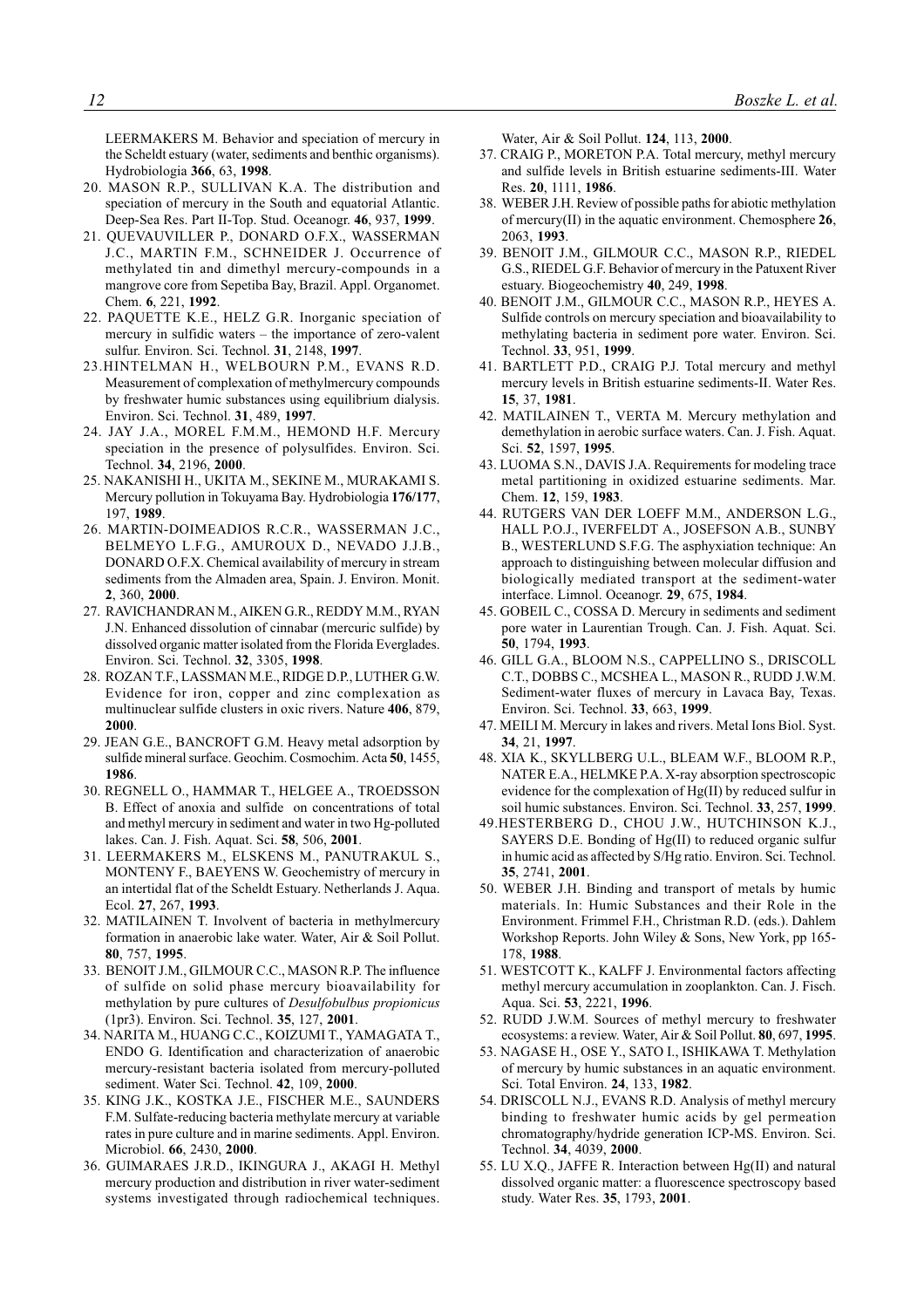LEERMAKERS M. Behavior and speciation of mercury in the Scheldt estuary (water, sediments and benthic organisms). Hydrobiologia **366**, 63, **1998**.

20. MASON R.P., SULLIVAN K.A. The distribution and speciation of mercury in the South and equatorial Atlantic. Deep-Sea Res. Part II-Top. Stud. Oceanogr. **46**, 937, **1999**.
21. QUEVAUVILLER P., DONARD O.F.X., WASSERMAN J.C., MARTIN F.M., SCHNEIDER J. Occurrence of methylated tin and dimethyl mercury-compounds in a mangrove core from Sepetiba Bay, Brazil. Appl. Organomet. Chem. **6**, 221, **1992**.
22. PAQUETTE K.E., HELZ G.R. Inorganic speciation of mercury in sulfidic waters – the importance of zero-valent sulfur. Environ. Sci. Technol. **31**, 2148, **1997**.
23. HINTELMAN H., WELBOURN P.M., EVANS R.D. Measurement of complexation of methylmercury compounds by freshwater humic substances using equilibrium dialysis. Environ. Sci. Technol. **31**, 489, **1997**.
24. JAY J.A., MOREL F.M.M., HEMOND H.F. Mercury speciation in the presence of polysulfides. Environ. Sci. Technol. **34**, 2196, **2000**.
25. NAKANISHI H., UKITA M., SEKINE M., MURAKAMI S. Mercury pollution in Tokuyama Bay. Hydrobiologia **176/177**, 197, **1989**.
26. MARTIN-DOIMEADIOS R.C.R., WASSERMAN J.C., BELMEYO L.F.G., AMUROUX D., NEVADO J.J.B., DONARD O.F.X. Chemical availability of mercury in stream sediments from the Almaden area, Spain. J. Environ. Monit. **2**, 360, **2000**.
27. RAVICHANDRAN M., AIKEN G.R., REDDY M.M., RYAN J.N. Enhanced dissolution of cinnabar (mercuric sulfide) by dissolved organic matter isolated from the Florida Everglades. Environ. Sci. Technol. **32**, 3305, **1998**.
28. ROZAN T.F., LASSMAN M.E., RIDGE D.P., LUTHER G.W. Evidence for iron, copper and zinc complexation as multinuclear sulfide clusters in oxic rivers. Nature **406**, 879, **2000**.
29. JEAN G.E., BANCROFT G.M. Heavy metal adsorption by sulfide mineral surface. Geochim. Cosmochim. Acta **50**, 1455, **1986**.
30. REGNELL O., HAMMAR T., HELGEE A., TROEDSSON B. Effect of anoxia and sulfide on concentrations of total and methyl mercury in sediment and water in two Hg-polluted lakes. Can. J. Fish. Aquat. Sci. **58**, 506, **2001**.
31. LEERMAKERS M., ELSKENS M., PANUTRAKUL S., MONTENY F., BAEYENS W. Geochemistry of mercury in an intertidal flat of the Scheldt Estuary. Netherlands J. Aqua. Ecol. **27**, 267, **1993**.
32. MATILAINEN T. Involvent of bacteria in methylmercury formation in anaerobic lake water. Water, Air & Soil Pollut. **80**, 757, **1995**.
33. BENOIT J.M., GILMOUR C.C., MASON R.P. The influence of sulfide on solid phase mercury bioavailability for methylation by pure cultures of *Desulfobulbus propionicus* (1pr3). Environ. Sci. Technol. **35**, 127, **2001**.
34. NARITA M., HUANG C.C., KOIZUMI T., YAMAGATA T., ENDO G. Identification and characterization of anaerobic mercury-resistant bacteria isolated from mercury-polluted sediment. Water Sci. Technol. **42**, 109, **2000**.
35. KING J.K., KOSTKA J.E., FISCHER M.E., SAUNDERS F.M. Sulfate-reducing bacteria methylate mercury at variable rates in pure culture and in marine sediments. Appl. Environ. Microbiol. **66**, 2430, **2000**.
36. GUIMARAES J.R.D., IKINGURA J., AKAGI H. Methyl mercury production and distribution in river water-sediment systems investigated through radiochemical techniques. Water, Air & Soil Pollut. **124**, 113, **2000**.
37. CRAIG P., MORETON P.A. Total mercury, methyl mercury and sulfide levels in British estuarine sediments-III. Water Res. **20**, 1111, **1986**.
38. WEBER J.H. Review of possible paths for abiotic methylation of mercury(II) in the aquatic environment. Chemosphere **26**, 2063, **1993**.
39. BENOIT J.M., GILMOUR C.C., MASON R.P., RIEDEL G.S., RIEDEL G.F. Behavior of mercury in the Patuxent River estuary. Biogeochemistry **40**, 249, **1998**.
40. BENOIT J.M., GILMOUR C.C., MASON R.P., HEYES A. Sulfide controls on mercury speciation and bioavailability to methylating bacteria in sediment pore water. Environ. Sci. Technol. **33**, 951, **1999**.
41. BARTLETT P.D., CRAIG P.J. Total mercury and methyl mercury levels in British estuarine sediments-II. Water Res. **15**, 37, **1981**.
42. MATILAINEN T., VERTA M. Mercury methylation and demethylation in aerobic surface waters. Can. J. Fish. Aquat. Sci. **52**, 1597, **1995**.
43. LUOMA S.N., DAVIS J.A. Requirements for modeling trace metal partitioning in oxidized estuarine sediments. Mar. Chem. **12**, 159, **1983**.
44. RUTGERS VAN DER LOEFF M.M., ANDERSON L.G., HALL P.O.J., IVERFELDT A., JOSEFSON A.B., SUNBY B., WESTERLUND S.F.G. The asphyxiation technique: An approach to distinguishing between molecular diffusion and biologically mediated transport at the sediment-water interface. Limnol. Oceanogr. **29**, 675, **1984**.
45. GOBEIL C., COSSA D. Mercury in sediments and sediment pore water in Laurentian Trough. Can. J. Fish. Aquat. Sci. **50**, 1794, **1993**.
46. GILL G.A., BLOOM N.S., CAPPELLINO S., DRISCOLL C.T., DOBBS C., MCSHEA L., MASON R., RUDD J.W.M. Sediment-water fluxes of mercury in Lavaca Bay, Texas. Environ. Sci. Technol. **33**, 663, **1999**.
47. MEILI M. Mercury in lakes and rivers. Metal Ions Biol. Syst. **34**, 21, **1997**.
48. XIA K., SKYLLBERG U.L., BLEAM W.F., BLOOM R.P., NATER E.A., HELMKE P.A. X-ray absorption spectroscopic evidence for the complexation of Hg(II) by reduced sulfur in soil humic substances. Environ. Sci. Technol. **33**, 257, **1999**.
49. HESTERBERG D., CHOU J.W., HUTCHINSON K.J., SAYERS D.E. Bonding of Hg(II) to reduced organic sulfur in humic acid as affected by S/Hg ratio. Environ. Sci. Technol. **35**, 2741, **2001**.
50. WEBER J.H. Binding and transport of metals by humic materials. In: Humic Substances and their Role in the Environment. Frimmel F.H., Christman R.D. (eds.). Dahlem Workshop Reports. John Wiley & Sons, New York, pp 165-178, **1988**.
51. WESTCOTT K., KALFF J. Environmental factors affecting methyl mercury accumulation in zooplankton. Can. J. Fisch. Aqua. Sci. **53**, 2221, **1996**.
52. RUDD J.W.M. Sources of methyl mercury to freshwater ecosystems: a review. Water, Air & Soil Pollut. **80**, 697, **1995**.
53. NAGASE H., OSE Y., SATO I., ISHIKAWA T. Methylation of mercury by humic substances in an aquatic environment. Sci. Total Environ. **24**, 133, **1982**.
54. DRISCOLL N.J., EVANS R.D. Analysis of methyl mercury binding to freshwater humic acids by gel permeation chromatography/hydride generation ICP-MS. Environ. Sci. Technol. **34**, 4039, **2000**.
55. LU X.Q., JAFFE R. Interaction between Hg(II) and natural dissolved organic matter: a fluorescence spectroscopy based study. Water Res. **35**, 1793, **2001**.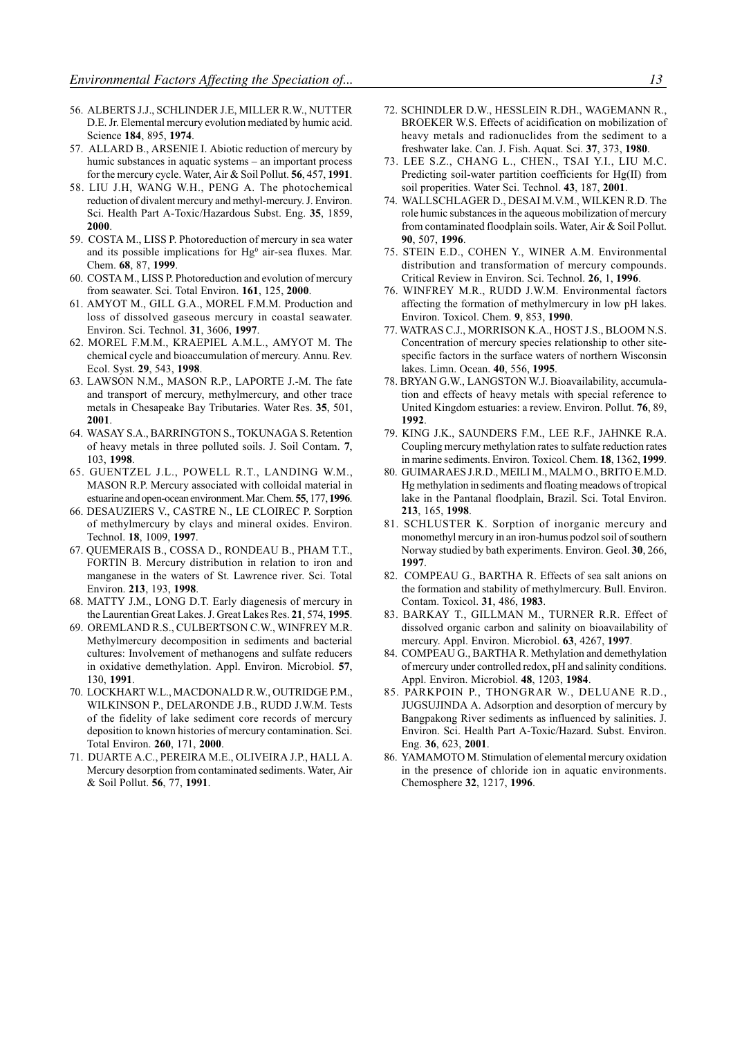56. ALBERTS J.J., SCHLINDER J.E, MILLER R.W., NUTTER D.E. Jr. Elemental mercury evolution mediated by humic acid. Science **184**, 895, **1974**.

57. ALLARD B., ARSENIE I. Abiotic reduction of mercury by humic substances in aquatic systems – an important process for the mercury cycle. Water, Air & Soil Pollut. **56**, 457, **1991**.

58. LIU J.H, WANG W.H., PENG A. The photochemical reduction of divalent mercury and methyl-mercury. J. Environ. Sci. Health Part A-Toxic/Hazardous Subst. Eng. **35**, 1859, **2000**.

59. COSTA M., LISS P. Photoreduction of mercury in sea water and its possible implications for $Hg^0$ air-sea fluxes. Mar. Chem. **68**, 87, **1999**.

60. COSTA M., LISS P. Photoreduction and evolution of mercury from seawater. Sci. Total Environ. **161**, 125, **2000**.

61. AMYOT M., GILL G.A., MOREL F.M.M. Production and loss of dissolved gaseous mercury in coastal seawater. Environ. Sci. Technol. **31**, 3606, **1997**.

62. MOREL F.M.M., KRAEPIEL A.M.L., AMYOT M. The chemical cycle and bioaccumulation of mercury. Annu. Rev. Ecol. Syst. **29**, 543, **1998**.

63. LAWSON N.M., MASON R.P., LAPORTE J.-M. The fate and transport of mercury, methylmercury, and other trace metals in Chesapeake Bay Tributaries. Water Res. **35**, 501, **2001**.

64. WASAY S.A., BARRINGTON S., TOKUNAGA S. Retention of heavy metals in three polluted soils. J. Soil Contam. **7**, 103, **1998**.

65. GUENTZEL J.L., POWELL R.T., LANDING W.M., MASON R.P. Mercury associated with colloidal material in estuarine and open-ocean environment. Mar. Chem. **55**, 177, **1996**.

66. DESAUZIERS V., CASTRE N., LE CLOIREC P. Sorption of methylmercury by clays and mineral oxides. Environ. Technol. **18**, 1009, **1997**.

67. QUEMERAIS B., COSSA D., RONDEAU B., PHAM T.T., FORTIN B. Mercury distribution in relation to iron and manganese in the waters of St. Lawrence river. Sci. Total Environ. **213**, 193, **1998**.

68. MATTY J.M., LONG D.T. Early diagenesis of mercury in the Laurentian Great Lakes. J. Great Lakes Res. **21**, 574, **1995**.

69. OREMLAND R.S., CULBERTSON C.W., WINFREY M.R. Methylmercury decomposition in sediments and bacterial cultures: Involvement of methanogens and sulfate reducers in oxidative demethylation. Appl. Environ. Microbiol. **57**, 130, **1991**.

70. LOCKHART W.L., MACDONALD R.W., OUTRIDGE P.M., WILKINSON P., DELARONDE J.B., RUDD J.W.M. Tests of the fidelity of lake sediment core records of mercury deposition to known histories of mercury contamination. Sci. Total Environ. **260**, 171, **2000**.

71. DUARTE A.C., PEREIRA M.E., OLIVEIRA J.P., HALL A. Mercury desorption from contaminated sediments. Water, Air & Soil Pollut. **56**, 77, **1991**.

72. SCHINDLER D.W., HESSLEIN R.DH., WAGEMANN R., BROEKER W.S. Effects of acidification on mobilization of heavy metals and radionuclides from the sediment to a freshwater lake. Can. J. Fish. Aquat. Sci. **37**, 373, **1980**.

73. LEE S.Z., CHANG L., CHEN., TSAI Y.I., LIU M.C. Predicting soil-water partition coefficients for Hg(II) from soil properities. Water Sci. Technol. **43**, 187, **2001**.

74. WALLSCHLAGER D., DESAI M.V.M., WILKEN R.D. The role humic substances in the aqueous mobilization of mercury from contaminated floodplain soils. Water, Air & Soil Pollut. **90**, 507, **1996**.

75. STEIN E.D., COHEN Y., WINER A.M. Environmental distribution and transformation of mercury compounds. Critical Review in Environ. Sci. Technol. **26**, 1, **1996**.

76. WINFREY M.R., RUDD J.W.M. Environmental factors affecting the formation of methylmercury in low pH lakes. Environ. Toxicol. Chem. **9**, 853, **1990**.

77. WATRAS C.J., MORRISON K.A., HOST J.S., BLOOM N.S. Concentration of mercury species relationship to other site-specific factors in the surface waters of northern Wisconsin lakes. Limn. Ocean. **40**, 556, **1995**.

78. BRYAN G.W., LANGSTON W.J. Bioavailability, accumulation and effects of heavy metals with special reference to United Kingdom estuaries: a review. Environ. Pollut. **76**, 89, **1992**.

79. KING J.K., SAUNDERS F.M., LEE R.F., JAHNKE R.A. Coupling mercury methylation rates to sulfate reduction rates in marine sediments. Environ. Toxicol. Chem. **18**, 1362, **1999**.

80. GUIMARAES J.R.D., MEILI M., MALM O., BRITO E.M.D. Hg methylation in sediments and floating meadows of tropical lake in the Pantanal floodplain, Brazil. Sci. Total Environ. **213**, 165, **1998**.

81. SCHLUSTER K. Sorption of inorganic mercury and monomethyl mercury in an iron-humus podzol soil of southern Norway studied by bath experiments. Environ. Geol. **30**, 266, **1997**.

82. COMPEAU G., BARTHA R. Effects of sea salt anions on the formation and stability of methylmercury. Bull. Environ. Contam. Toxicol. **31**, 486, **1983**.

83. BARKAY T., GILLMAN M., TURNER R.R. Effect of dissolved organic carbon and salinity on bioavailability of mercury. Appl. Environ. Microbiol. **63**, 4267, **1997**.

84. COMPEAU G., BARTHA R. Methylation and demethylation of mercury under controlled redox, pH and salinity conditions. Appl. Environ. Microbiol. **48**, 1203, **1984**.

85. PARKPOIN P., THONGRAR W., DELUANE R.D., JUGSUJINDA A. Adsorption and desorption of mercury by Bangpakong River sediments as influenced by salinities. J. Environ. Sci. Health Part A-Toxic/Hazard. Subst. Environ. Eng. **36**, 623, **2001**.

86. YAMAMOTO M. Stimulation of elemental mercury oxidation in the presence of chloride ion in aquatic environments. Chemosphere **32**, 1217, **1996**.